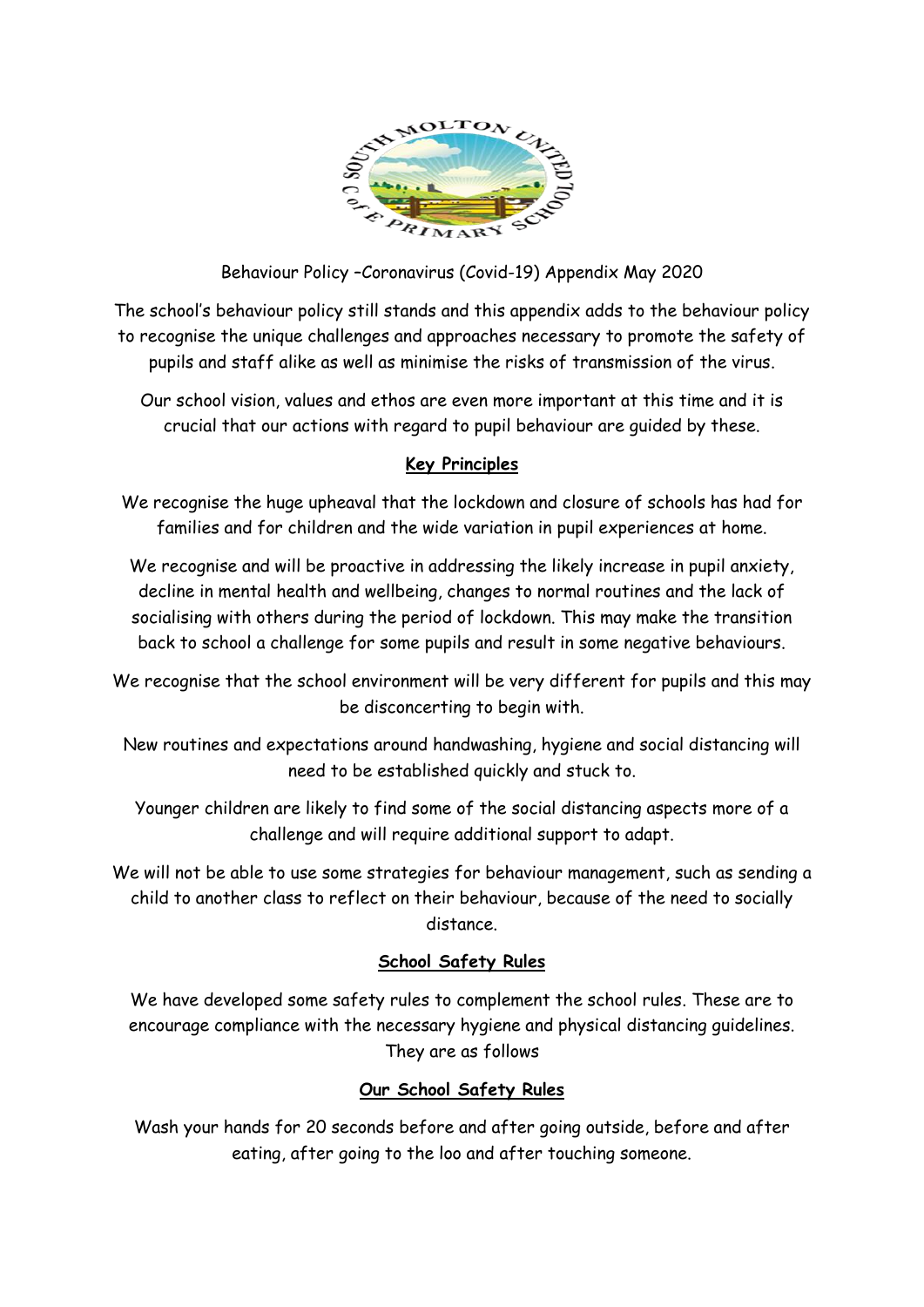Behaviour Policy –Coronavirus (Covid-19) Appendix May 2020

The school's behaviour policy still stands and this appendix adds to the behaviour policy to recognise the unique challenges and approaches necessary to promote the safety of pupils and staff alike as well as minimise the risks of transmission of the virus.

Our school vision, values and ethos are even more important at this time and it is crucial that our actions with regard to pupil behaviour are guided by these.

## Key Principles

We recognise the huge upheaval that the lockdown and closure of schools has had for families and for children and the wide variation in pupil experiences at home.

We recognise and will be proactive in addressing the likely increase in pupil anxiety, decline in mental health and wellbeing, changes to normal routines and the lack of socialising with others during the period of lockdown. This may make the transition back to school a challenge for some pupils and result in some negative behaviours.

We recognise that the school environment will be very different for pupils and this may be disconcerting to begin with.

New routines and expectations around handwashing, hygiene and social distancing will need to be established quickly and stuck to.

Younger children are likely to find some of the social distancing aspects more of a challenge and will require additional support to adapt.

We will not be able to use some strategies for behaviour management, such as sending a child to another class to reflect on their behaviour, because of the need to socially distance.

## School Safety Rules

We have developed some safety rules to complement the school rules. These are to encourage compliance with the necessary hygiene and physical distancing guidelines. They are as follows

## Our School Safety Rules

Wash your hands for 20 seconds before and after going outside, before and after eating, after going to the loo and after touching someone.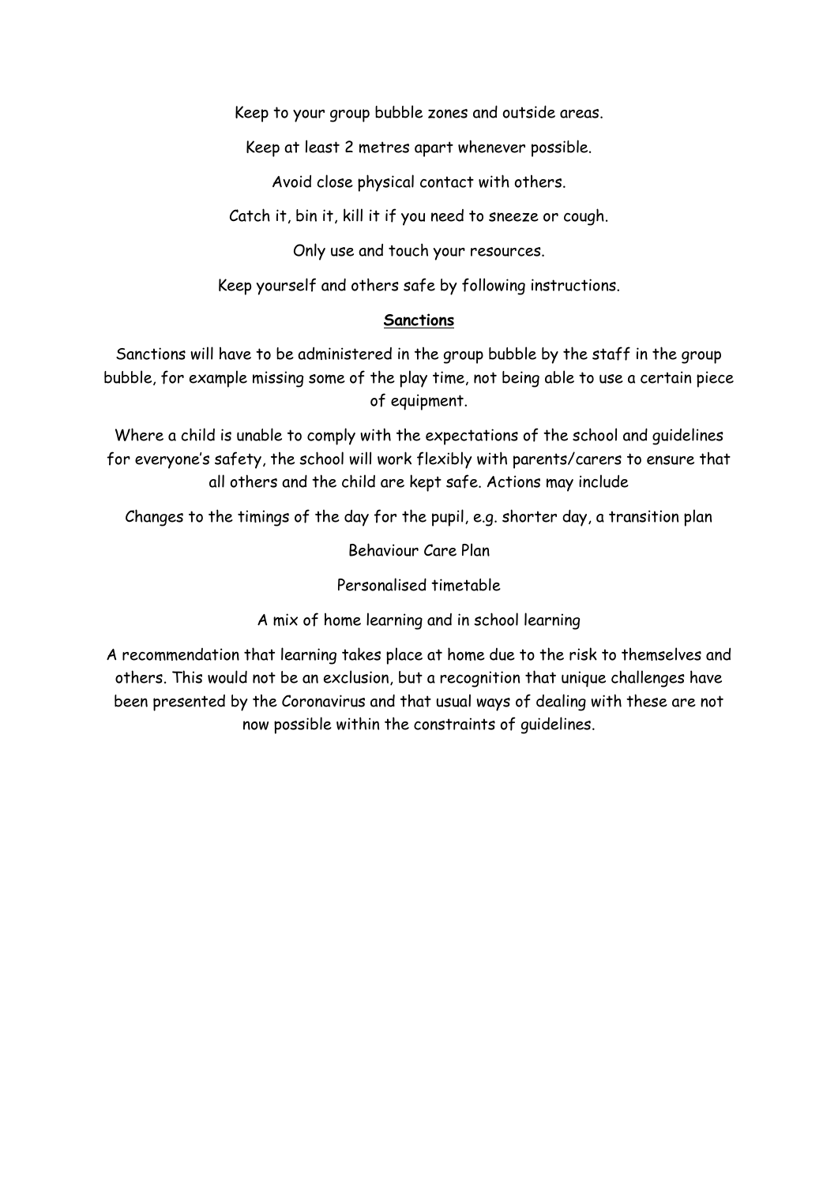Keep to your group bubble zones and outside areas.

Keep at least 2 metres apart whenever possible.

Avoid close physical contact with others.

Catch it, bin it, kill it if you need to sneeze or cough.

Only use and touch your resources.

Keep yourself and others safe by following instructions.

**Sanctions**

Sanctions will have to be administered in the group bubble by the staff in the group bubble, for example missing some of the play time, not being able to use a certain piece of equipment.

Where a child is unable to comply with the expectations of the school and guidelines for everyone's safety, the school will work flexibly with parents/carers to ensure that all others and the child are kept safe. Actions may include

Changes to the timings of the day for the pupil, e.g. shorter day, a transition plan

Behaviour Care Plan

Personalised timetable

A mix of home learning and in school learning

A recommendation that learning takes place at home due to the risk to themselves and others. This would not be an exclusion, but a recognition that unique challenges have been presented by the Coronavirus and that usual ways of dealing with these are not now possible within the constraints of guidelines.